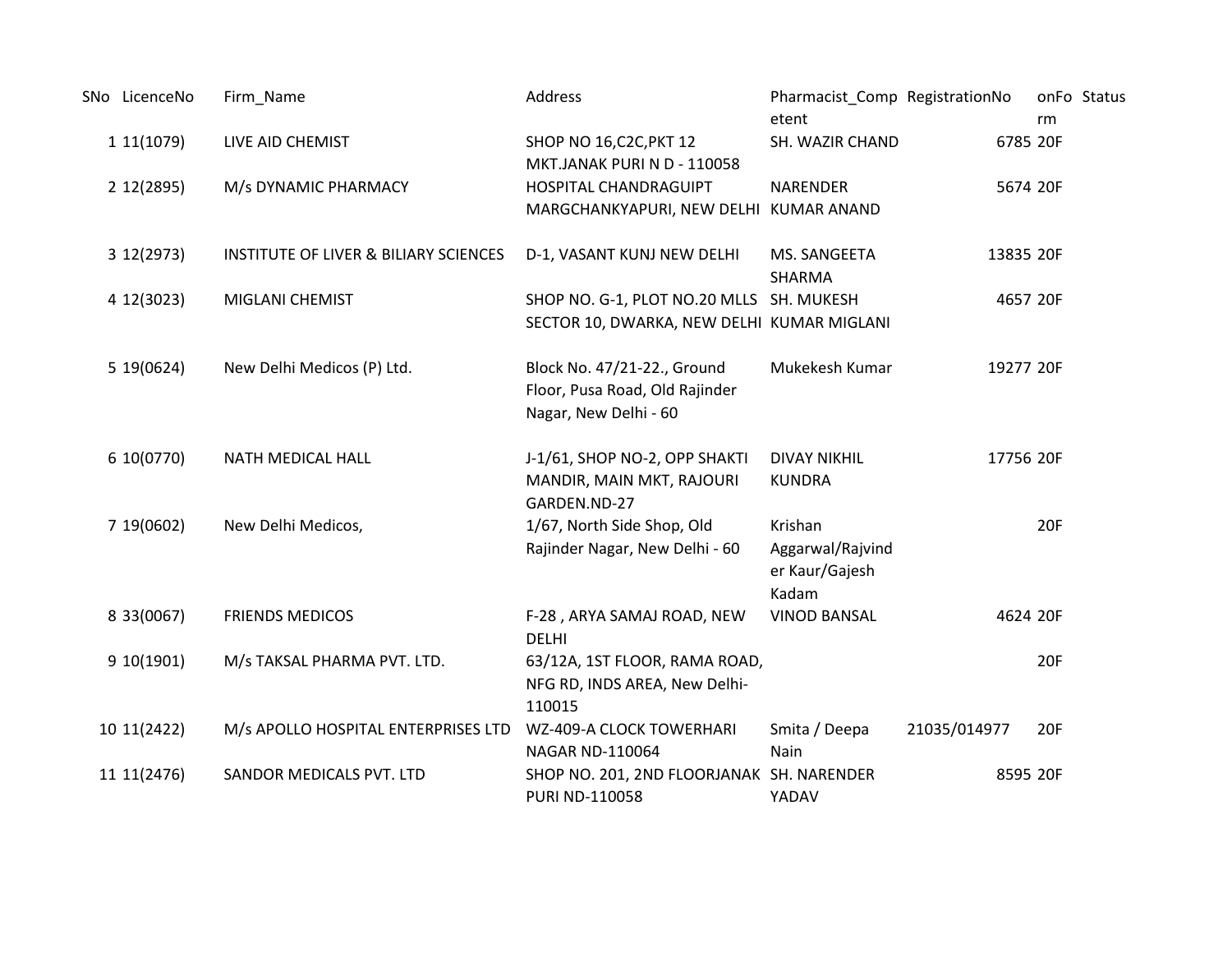| SNo | LicenceNo | Firm_Name | Address | Pharmacist_Competent | RegistrationNo | onForm | Status |
|---|---|---|---|---|---|---|---|
| 1 | 11(1079) | LIVE AID CHEMIST | SHOP NO 16,C2C,PKT 12 MKT.JANAK PURI N D - 110058 | SH. WAZIR CHAND | 6785 | 20F | |
| 2 | 12(2895) | M/s DYNAMIC PHARMACY | HOSPITAL CHANDRAGUIPT MARGCHANKYAPURI, NEW DELHI | NARENDER KUMAR ANAND | 5674 | 20F | |
| 3 | 12(2973) | INSTITUTE OF LIVER & BILIARY SCIENCES | D-1, VASANT KUNJ NEW DELHI | MS. SANGEETA SHARMA | 13835 | 20F | |
| 4 | 12(3023) | MIGLANI CHEMIST | SHOP NO. G-1, PLOT NO.20 MLLS SECTOR 10, DWARKA, NEW DELHI | SH. MUKESH KUMAR MIGLANI | 4657 | 20F | |
| 5 | 19(0624) | New Delhi Medicos (P) Ltd. | Block No. 47/21-22., Ground Floor, Pusa Road, Old Rajinder Nagar, New Delhi - 60 | Mukekesh Kumar | 19277 | 20F | |
| 6 | 10(0770) | NATH MEDICAL HALL | J-1/61, SHOP NO-2, OPP SHAKTI MANDIR, MAIN MKT, RAJOURI GARDEN.ND-27 | DIVAY NIKHIL KUNDRA | 17756 | 20F | |
| 7 | 19(0602) | New Delhi Medicos, | 1/67, North Side Shop, Old Rajinder Nagar, New Delhi - 60 | Krishan Aggarwal/Rajvinder Kaur/Gajesh Kadam | | 20F | |
| 8 | 33(0067) | FRIENDS MEDICOS | F-28 , ARYA SAMAJ ROAD, NEW DELHI | VINOD BANSAL | 4624 | 20F | |
| 9 | 10(1901) | M/s TAKSAL PHARMA PVT. LTD. | 63/12A, 1ST FLOOR, RAMA ROAD, NFG RD, INDS AREA, New Delhi-110015 | | | 20F | |
| 10 | 11(2422) | M/s APOLLO HOSPITAL ENTERPRISES LTD | WZ-409-A CLOCK TOWERHARI NAGAR ND-110064 | Smita / Deepa Nain | 21035/014977 | 20F | |
| 11 | 11(2476) | SANDOR MEDICALS PVT. LTD | SHOP NO. 201, 2ND FLOORJANAK PURI ND-110058 | SH. NARENDER YADAV | 8595 | 20F | |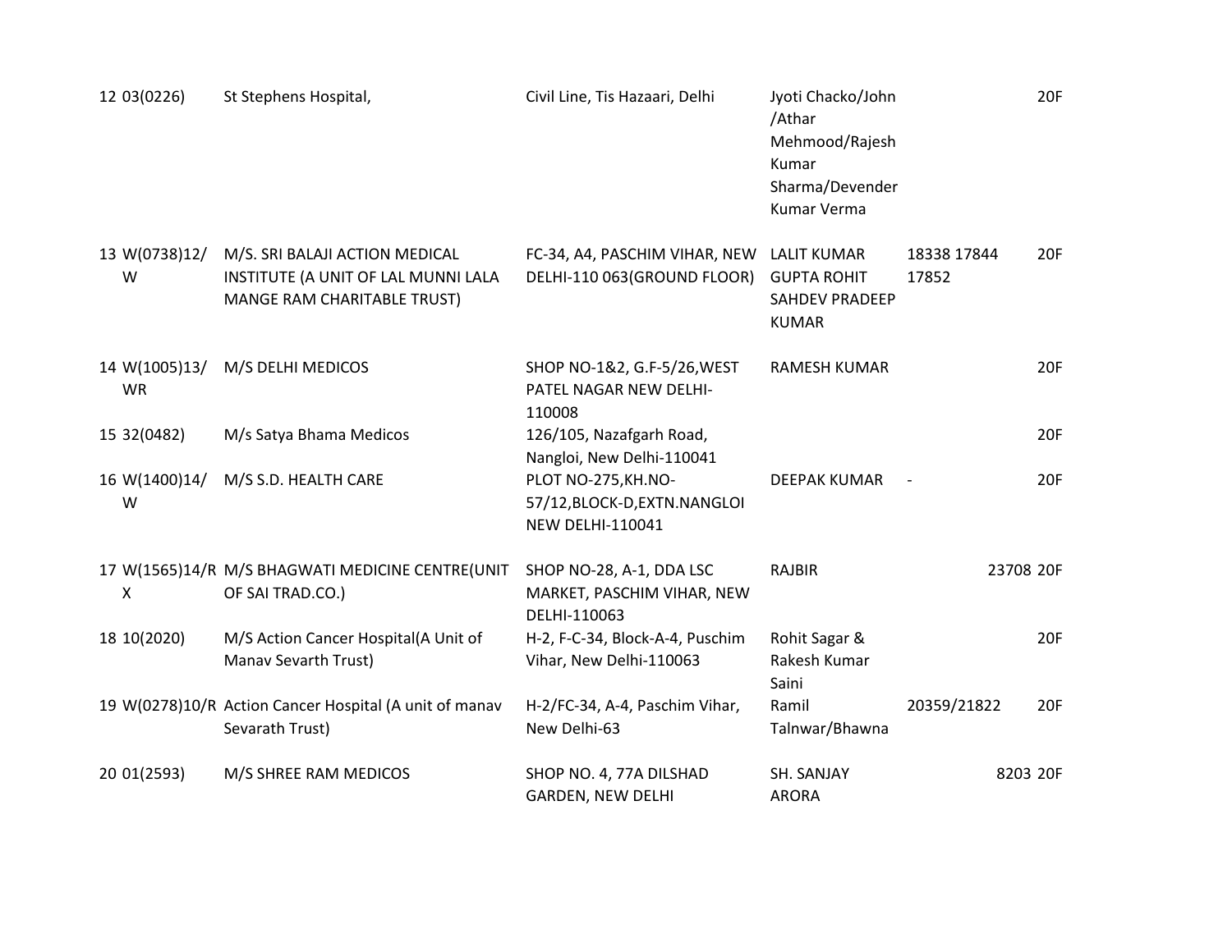| | | | | | | |
|---|---|---|---|---|---|---|
| 12 | 03(0226) | St Stephens Hospital, | Civil Line, Tis Hazaari, Delhi | Jyoti Chacko/John /Athar Mehmood/Rajesh Kumar Sharma/Devender Kumar Verma | | 20F |
| 13 | W(0738)12/W | M/S. SRI BALAJI ACTION MEDICAL INSTITUTE (A UNIT OF LAL MUNNI LALA MANGE RAM CHARITABLE TRUST) | FC-34, A4, PASCHIM VIHAR, NEW DELHI-110 063(GROUND FLOOR) | LALIT KUMAR GUPTA ROHIT SAHDEV PRADEEP KUMAR | 18338 17844 17852 | 20F |
| 14 | W(1005)13/WR | M/S DELHI MEDICOS | SHOP NO-1&2, G.F-5/26,WEST PATEL NAGAR NEW DELHI-110008 | RAMESH KUMAR | | 20F |
| 15 | 32(0482) | M/s Satya Bhama Medicos | 126/105, Nazafgarh Road, Nangloi, New Delhi-110041 | | | 20F |
| 16 | W(1400)14/W | M/S S.D. HEALTH CARE | PLOT NO-275,KH.NO-57/12,BLOCK-D,EXTN.NANGLOI NEW DELHI-110041 | DEEPAK KUMAR | - | 20F |
| 17 | W(1565)14/RX | M/S BHAGWATI MEDICINE CENTRE(UNIT OF SAI TRAD.CO.) | SHOP NO-28, A-1, DDA LSC MARKET, PASCHIM VIHAR, NEW DELHI-110063 | RAJBIR | 23708 | 20F |
| 18 | 10(2020) | M/S Action Cancer Hospital(A Unit of Manav Sevarth Trust) | H-2, F-C-34, Block-A-4, Puschim Vihar, New Delhi-110063 | Rohit Sagar & Rakesh Kumar Saini | | 20F |
| 19 | W(0278)10/R | Action Cancer Hospital (A unit of manav Sevarath Trust) | H-2/FC-34, A-4, Paschim Vihar, New Delhi-63 | Ramil Talnwar/Bhawna | 20359/21822 | 20F |
| 20 | 01(2593) | M/S SHREE RAM MEDICOS | SHOP NO. 4, 77A DILSHAD GARDEN, NEW DELHI | SH. SANJAY ARORA | 8203 | 20F |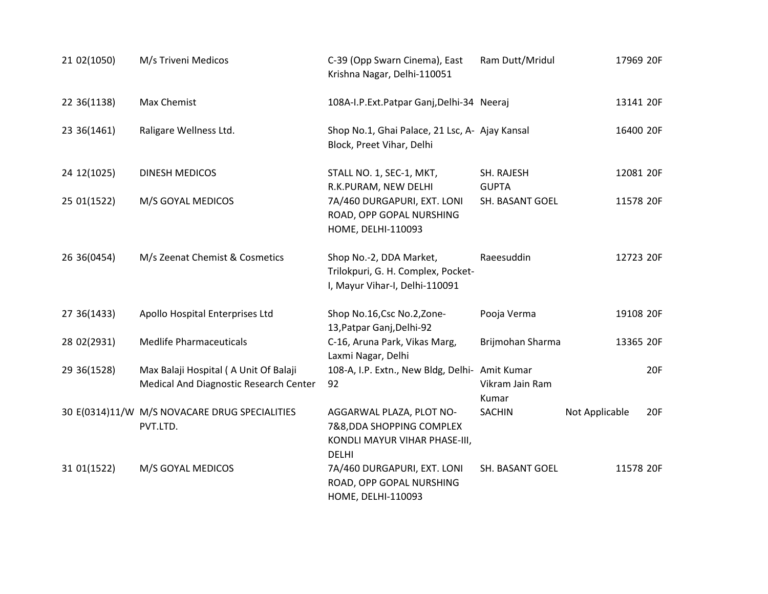| | | | | | | |
|---|---|---|---|---|---|---|
| 21 | 02(1050) | M/s Triveni Medicos | C-39 (Opp Swarn Cinema), East Krishna Nagar, Delhi-110051 | Ram Dutt/Mridul | 17969 | 20F |
| 22 | 36(1138) | Max Chemist | 108A-I.P.Ext.Patpar Ganj,Delhi-34 | Neeraj | 13141 | 20F |
| 23 | 36(1461) | Raligare Wellness Ltd. | Shop No.1, Ghai Palace, 21 Lsc, A-Block, Preet Vihar, Delhi | Ajay Kansal | 16400 | 20F |
| 24 | 12(1025) | DINESH MEDICOS | STALL NO. 1, SEC-1, MKT, R.K.PURAM, NEW DELHI | SH. RAJESH GUPTA | 12081 | 20F |
| 25 | 01(1522) | M/S GOYAL MEDICOS | 7A/460 DURGAPURI, EXT. LONI ROAD, OPP GOPAL NURSHING HOME, DELHI-110093 | SH. BASANT GOEL | 11578 | 20F |
| 26 | 36(0454) | M/s Zeenat Chemist & Cosmetics | Shop No.-2, DDA Market, Trilokpuri, G. H. Complex, Pocket-I, Mayur Vihar-I, Delhi-110091 | Raeesuddin | 12723 | 20F |
| 27 | 36(1433) | Apollo Hospital Enterprises Ltd | Shop No.16,Csc No.2,Zone-13,Patpar Ganj,Delhi-92 | Pooja Verma | 19108 | 20F |
| 28 | 02(2931) | Medlife Pharmaceuticals | C-16, Aruna Park, Vikas Marg, Laxmi Nagar, Delhi | Brijmohan Sharma | 13365 | 20F |
| 29 | 36(1528) | Max Balaji Hospital ( A Unit Of Balaji Medical And Diagnostic Research Center | 108-A, I.P. Extn., New Bldg, Delhi-92 | Amit Kumar Vikram Jain Ram Kumar | | 20F |
| 30 | E(0314)11/W | M/S NOVACARE DRUG SPECIALITIES PVT.LTD. | AGGARWAL PLAZA, PLOT NO-7&8,DDA SHOPPING COMPLEX KONDLI MAYUR VIHAR PHASE-III, DELHI | SACHIN | Not Applicable | 20F |
| 31 | 01(1522) | M/S GOYAL MEDICOS | 7A/460 DURGAPURI, EXT. LONI ROAD, OPP GOPAL NURSHING HOME, DELHI-110093 | SH. BASANT GOEL | 11578 | 20F |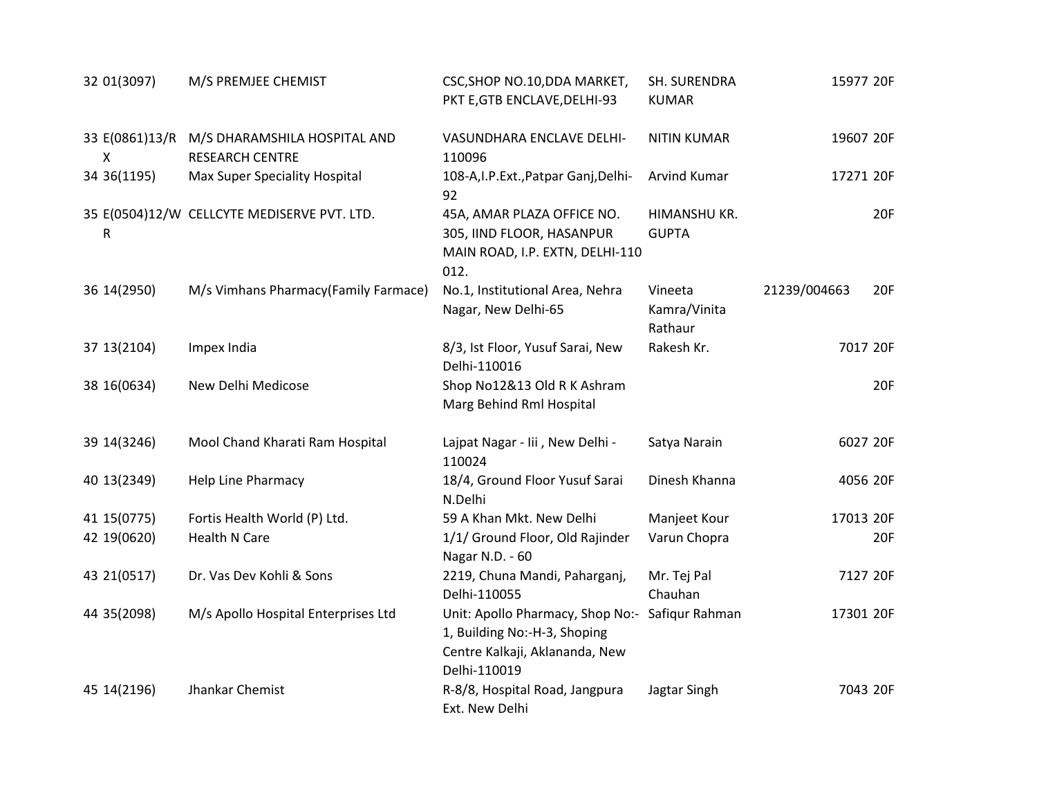| | | | | | | |
|---|---|---|---|---|---|---|
| 32 | 01(3097) | M/S PREMJEE CHEMIST | CSC,SHOP NO.10,DDA MARKET, PKT E,GTB ENCLAVE,DELHI-93 | SH. SURENDRA KUMAR | 15977 | 20F |
| 33 | E(0861)13/RX | M/S DHARAMSHILA HOSPITAL AND RESEARCH CENTRE | VASUNDHARA ENCLAVE DELHI-110096 | NITIN KUMAR | 19607 | 20F |
| 34 | 36(1195) | Max Super Speciality Hospital | 108-A,I.P.Ext.,Patpar Ganj,Delhi-92 | Arvind Kumar | 17271 | 20F |
| 35 | E(0504)12/WR | CELLCYTE MEDISERVE PVT. LTD. | 45A, AMAR PLAZA OFFICE NO. 305, IIND FLOOR, HASANPUR MAIN ROAD, I.P. EXTN, DELHI-110 012. | HIMANSHU KR. GUPTA | | 20F |
| 36 | 14(2950) | M/s Vimhans Pharmacy(Family Farmace) | No.1, Institutional Area, Nehra Nagar, New Delhi-65 | Vineeta Kamra/Vinita Rathaur | 21239/004663 | 20F |
| 37 | 13(2104) | Impex India | 8/3, Ist Floor, Yusuf Sarai, New Delhi-110016 | Rakesh Kr. | 7017 | 20F |
| 38 | 16(0634) | New Delhi Medicose | Shop No12&13 Old R K Ashram Marg Behind Rml Hospital | | | 20F |
| 39 | 14(3246) | Mool Chand Kharati Ram Hospital | Lajpat Nagar - Iii , New Delhi - 110024 | Satya Narain | 6027 | 20F |
| 40 | 13(2349) | Help Line Pharmacy | 18/4, Ground Floor Yusuf Sarai N.Delhi | Dinesh Khanna | 4056 | 20F |
| 41 | 15(0775) | Fortis Health World (P) Ltd. | 59 A Khan Mkt. New Delhi | Manjeet Kour | 17013 | 20F |
| 42 | 19(0620) | Health N Care | 1/1/ Ground Floor, Old Rajinder Nagar N.D. - 60 | Varun Chopra | | 20F |
| 43 | 21(0517) | Dr. Vas Dev Kohli & Sons | 2219, Chuna Mandi, Paharganj, Delhi-110055 | Mr. Tej Pal Chauhan | 7127 | 20F |
| 44 | 35(2098) | M/s Apollo Hospital Enterprises Ltd | Unit: Apollo Pharmacy, Shop No:- 1, Building No:-H-3, Shoping Centre Kalkaji, Aklananda, New Delhi-110019 | Safiqur Rahman | 17301 | 20F |
| 45 | 14(2196) | Jhankar Chemist | R-8/8, Hospital Road, Jangpura Ext. New Delhi | Jagtar Singh | 7043 | 20F |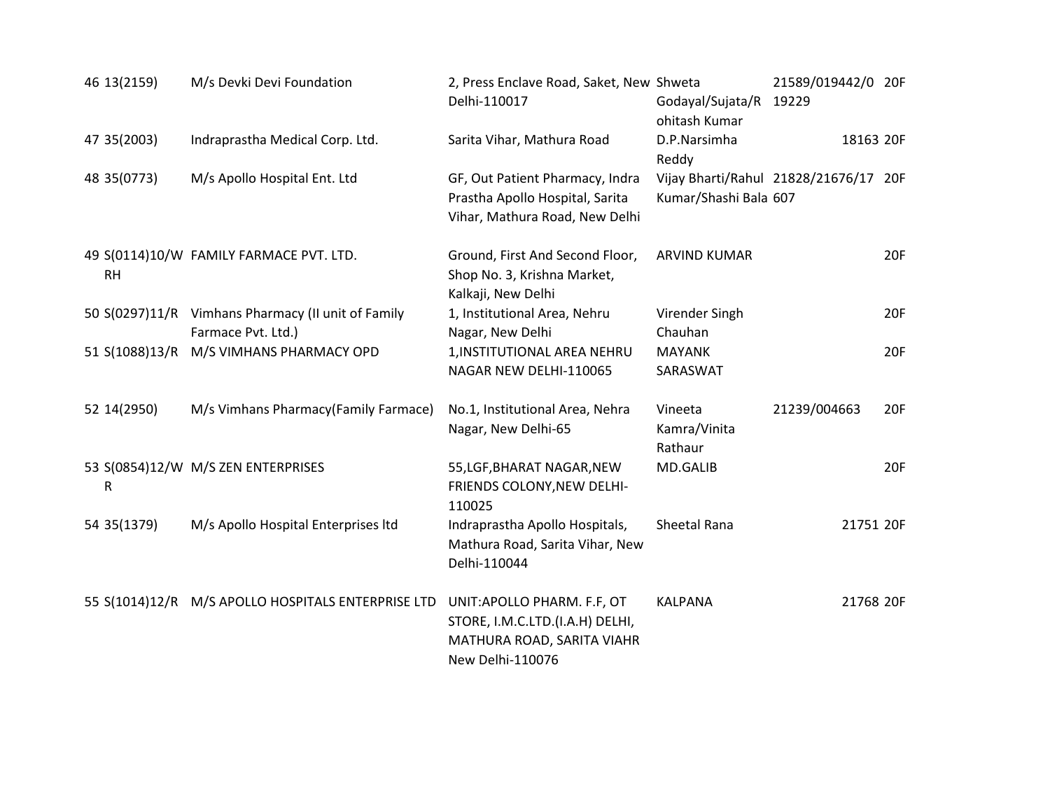| | | | | | | |
|---|---|---|---|---|---|---|
| 46 | 13(2159) | M/s Devki Devi Foundation | 2, Press Enclave Road, Saket, New Delhi-110017 | Shweta Godayal/Sujata/Rohitash Kumar | 21589/019442/019229 | 20F |
| 47 | 35(2003) | Indraprastha Medical Corp. Ltd. | Sarita Vihar, Mathura Road | D.P.Narsimha Reddy | 18163 | 20F |
| 48 | 35(0773) | M/s Apollo Hospital Ent. Ltd | GF, Out Patient Pharmacy, Indra Prastha Apollo Hospital, Sarita Vihar, Mathura Road, New Delhi | Vijay Bharti/Rahul Kumar/Shashi Bala | 21828/21676/17607 | 20F |
| 49 | S(0114)10/WRH | FAMILY FARMACE PVT. LTD. | Ground, First And Second Floor, Shop No. 3, Krishna Market, Kalkaji, New Delhi | ARVIND KUMAR | | 20F |
| 50 | S(0297)11/R | Vimhans Pharmacy (II unit of Family Farmace Pvt. Ltd.) | 1, Institutional Area, Nehru Nagar, New Delhi | Virender Singh Chauhan | | 20F |
| 51 | S(1088)13/R | M/S VIMHANS PHARMACY OPD | 1,INSTITUTIONAL AREA NEHRU NAGAR NEW DELHI-110065 | MAYANK SARASWAT | | 20F |
| 52 | 14(2950) | M/s Vimhans Pharmacy(Family Farmace) | No.1, Institutional Area, Nehra Nagar, New Delhi-65 | Vineeta Kamra/Vinita Rathaur | 21239/004663 | 20F |
| 53 | S(0854)12/WR | M/S ZEN ENTERPRISES | 55,LGF,BHARAT NAGAR,NEW FRIENDS COLONY,NEW DELHI-110025 | MD.GALIB | | 20F |
| 54 | 35(1379) | M/s Apollo Hospital Enterprises ltd | Indraprastha Apollo Hospitals, Mathura Road, Sarita Vihar, New Delhi-110044 | Sheetal Rana | 21751 | 20F |
| 55 | S(1014)12/R | M/S APOLLO HOSPITALS ENTERPRISE LTD | UNIT:APOLLO PHARM. F.F, OT STORE, I.M.C.LTD.(I.A.H) DELHI, MATHURA ROAD, SARITA VIAHR New Delhi-110076 | KALPANA | 21768 | 20F |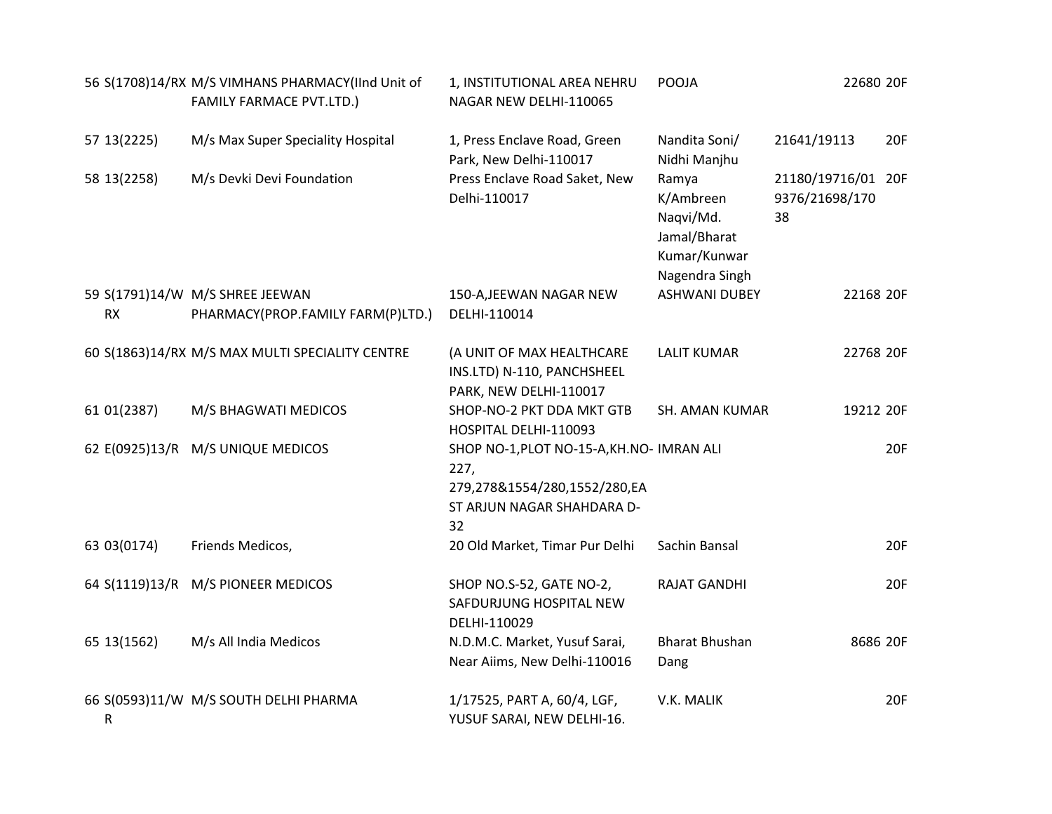| | | | | | | |
|---|---|---|---|---|---|---|
| 56 | S(1708)14/RX | M/S VIMHANS PHARMACY(IInd Unit of FAMILY FARMACE PVT.LTD.) | 1, INSTITUTIONAL AREA NEHRU NAGAR NEW DELHI-110065 | POOJA | 22680 | 20F |
| 57 | 13(2225) | M/s Max Super Speciality Hospital | 1, Press Enclave Road, Green Park, New Delhi-110017 | Nandita Soni/ Nidhi Manjhu | 21641/19113 | 20F |
| 58 | 13(2258) | M/s Devki Devi Foundation | Press Enclave Road Saket, New Delhi-110017 | Ramya K/Ambreen Naqvi/Md. Jamal/Bharat Kumar/Kunwar Nagendra Singh | 21180/19716/019376/21698/17038 | 20F |
| 59 | S(1791)14/WRX | M/S SHREE JEEWAN PHARMACY(PROP.FAMILY FARM(P)LTD.) | 150-A,JEEWAN NAGAR NEW DELHI-110014 | ASHWANI DUBEY | 22168 | 20F |
| 60 | S(1863)14/RX | M/S MAX MULTI SPECIALITY CENTRE | (A UNIT OF MAX HEALTHCARE INS.LTD) N-110, PANCHSHEEL PARK, NEW DELHI-110017 | LALIT KUMAR | 22768 | 20F |
| 61 | 01(2387) | M/S BHAGWATI MEDICOS | SHOP-NO-2 PKT DDA MKT GTB HOSPITAL DELHI-110093 | SH. AMAN KUMAR | 19212 | 20F |
| 62 | E(0925)13/R | M/S UNIQUE MEDICOS | SHOP NO-1,PLOT NO-15-A,KH.NO-227, 279,278&1554/280,1552/280,EAST ARJUN NAGAR SHAHDARA D-32 | IMRAN ALI | | 20F |
| 63 | 03(0174) | Friends Medicos, | 20 Old Market, Timar Pur Delhi | Sachin Bansal | | 20F |
| 64 | S(1119)13/R | M/S PIONEER MEDICOS | SHOP NO.S-52, GATE NO-2, SAFDURJUNG HOSPITAL NEW DELHI-110029 | RAJAT GANDHI | | 20F |
| 65 | 13(1562) | M/s All India Medicos | N.D.M.C. Market, Yusuf Sarai, Near Aiims, New Delhi-110016 | Bharat Bhushan Dang | 8686 | 20F |
| 66 | S(0593)11/WR | M/S SOUTH DELHI PHARMA | 1/17525, PART A, 60/4, LGF, YUSUF SARAI, NEW DELHI-16. | V.K. MALIK | | 20F |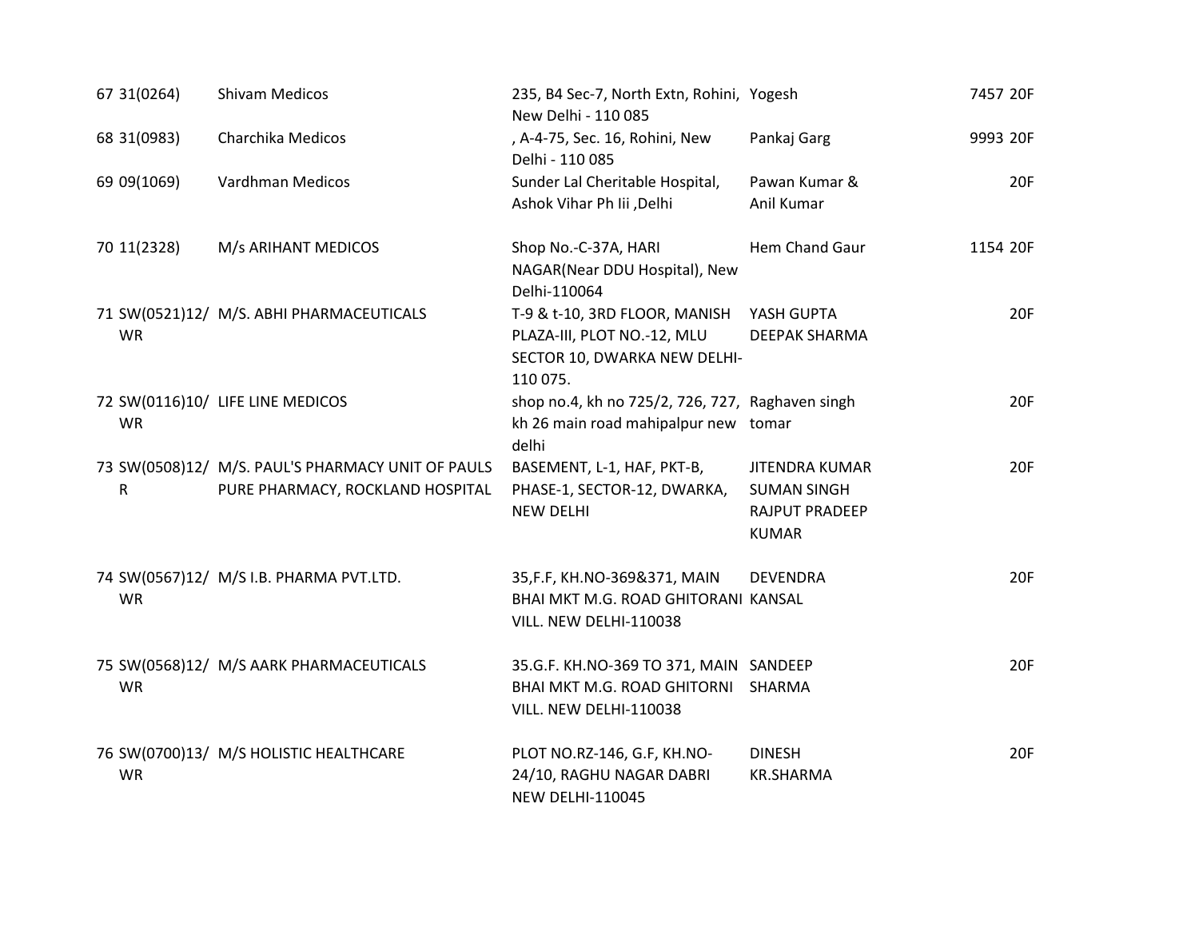| | | | | | |
|---|---|---|---|---|---|
| 67 | 31(0264) | Shivam Medicos | 235, B4 Sec-7, North Extn, Rohini, New Delhi - 110 085 | Yogesh | 7457 20F |
| 68 | 31(0983) | Charchika Medicos | , A-4-75, Sec. 16, Rohini, New Delhi - 110 085 | Pankaj Garg | 9993 20F |
| 69 | 09(1069) | Vardhman Medicos | Sunder Lal Cheritable Hospital, Ashok Vihar Ph Iii ,Delhi | Pawan Kumar & Anil Kumar | 20F |
| 70 | 11(2328) | M/s ARIHANT MEDICOS | Shop No.-C-37A, HARI NAGAR(Near DDU Hospital), New Delhi-110064 | Hem Chand Gaur | 1154 20F |
| 71 | SW(0521)12/WR | M/S. ABHI PHARMACEUTICALS | T-9 & t-10, 3RD FLOOR, MANISH PLAZA-III, PLOT NO.-12, MLU SECTOR 10, DWARKA NEW DELHI-110 075. | YASH GUPTA DEEPAK SHARMA | 20F |
| 72 | SW(0116)10/WR | LIFE LINE MEDICOS | shop no.4, kh no 725/2, 726, 727, kh 26 main road mahipalpur new delhi | Raghaven singh tomar | 20F |
| 73 | SW(0508)12/R | M/S. PAUL'S PHARMACY UNIT OF PAULS PURE PHARMACY, ROCKLAND HOSPITAL | BASEMENT, L-1, HAF, PKT-B, PHASE-1, SECTOR-12, DWARKA, NEW DELHI | JITENDRA KUMAR SUMAN SINGH RAJPUT PRADEEP KUMAR | 20F |
| 74 | SW(0567)12/WR | M/S I.B. PHARMA PVT.LTD. | 35,F.F, KH.NO-369&371, MAIN BHAI MKT M.G. ROAD GHITORANI VILL. NEW DELHI-110038 | DEVENDRA KANSAL | 20F |
| 75 | SW(0568)12/WR | M/S AARK PHARMACEUTICALS | 35.G.F. KH.NO-369 TO 371, MAIN BHAI MKT M.G. ROAD GHITORNI VILL. NEW DELHI-110038 | SANDEEP SHARMA | 20F |
| 76 | SW(0700)13/WR | M/S HOLISTIC HEALTHCARE | PLOT NO.RZ-146, G.F, KH.NO-24/10, RAGHU NAGAR DABRI NEW DELHI-110045 | DINESH KR.SHARMA | 20F |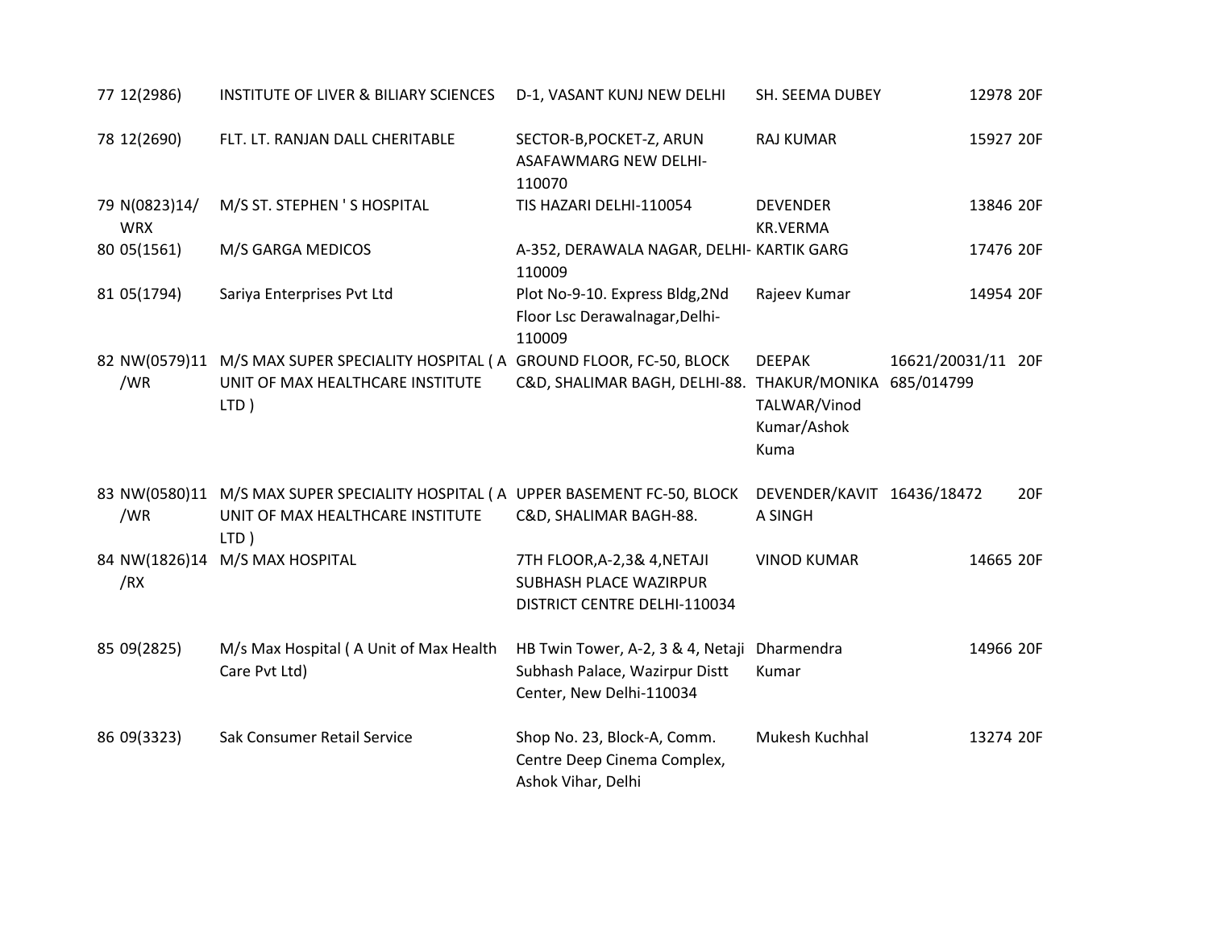| 77 | 12(2986) | INSTITUTE OF LIVER & BILIARY SCIENCES | D-1, VASANT KUNJ NEW DELHI | SH. SEEMA DUBEY | 12978 | 20F |
|---|---|---|---|---|---|---|
| 78 | 12(2690) | FLT. LT. RANJAN DALL CHERITABLE | SECTOR-B,POCKET-Z, ARUN ASAFAWMARG NEW DELHI-110070 | RAJ KUMAR | 15927 | 20F |
| 79 | N(0823)14/WRX | M/S ST. STEPHEN ' S HOSPITAL | TIS HAZARI DELHI-110054 | DEVENDER KR.VERMA | 13846 | 20F |
| 80 | 05(1561) | M/S GARGA MEDICOS | A-352, DERAWALA NAGAR, DELHI-110009 | KARTIK GARG | 17476 | 20F |
| 81 | 05(1794) | Sariya Enterprises Pvt Ltd | Plot No-9-10. Express Bldg,2Nd Floor Lsc Derawalnagar,Delhi-110009 | Rajeev Kumar | 14954 | 20F |
| 82 | NW(0579)11/WR | M/S MAX SUPER SPECIALITY HOSPITAL ( A UNIT OF MAX HEALTHCARE INSTITUTE LTD ) | GROUND FLOOR, FC-50, BLOCK C&D, SHALIMAR BAGH, DELHI-88. | DEEPAK THAKUR/MONIKA TALWAR/Vinod Kumar/Ashok Kuma | 16621/20031/11685/014799 | 20F |
| 83 | NW(0580)11/WR | M/S MAX SUPER SPECIALITY HOSPITAL ( A UNIT OF MAX HEALTHCARE INSTITUTE LTD ) | UPPER BASEMENT FC-50, BLOCK C&D, SHALIMAR BAGH-88. | DEVENDER/KAVITA SINGH | 16436/18472 | 20F |
| 84 | NW(1826)14/RX | M/S MAX HOSPITAL | 7TH FLOOR,A-2,3& 4,NETAJI SUBHASH PLACE WAZIRPUR DISTRICT CENTRE DELHI-110034 | VINOD KUMAR | 14665 | 20F |
| 85 | 09(2825) | M/s Max Hospital ( A Unit of Max Health Care Pvt Ltd) | HB Twin Tower, A-2, 3 & 4, Netaji Subhash Palace, Wazirpur Distt Center, New Delhi-110034 | Dharmendra Kumar | 14966 | 20F |
| 86 | 09(3323) | Sak Consumer Retail Service | Shop No. 23, Block-A, Comm. Centre Deep Cinema Complex, Ashok Vihar, Delhi | Mukesh Kuchhal | 13274 | 20F |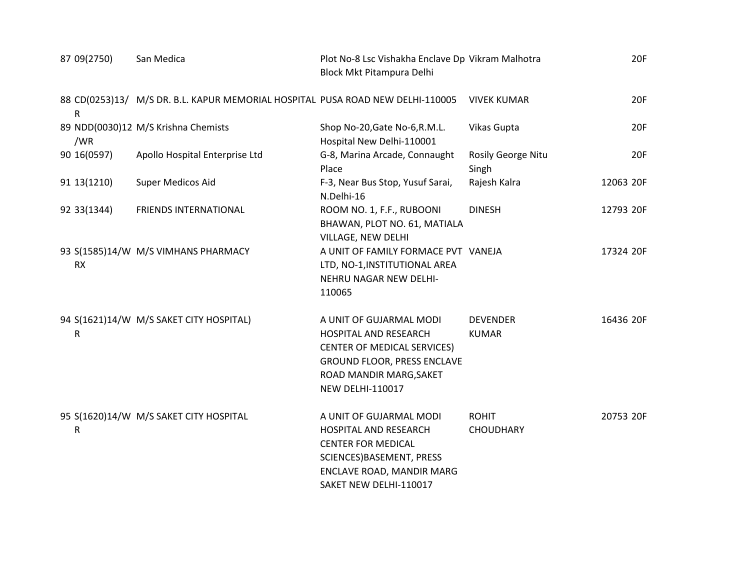| | | | | | | |
|---|---|---|---|---|---|---|
| 87 | 09(2750) | San Medica | Plot No-8 Lsc Vishakha Enclave Dp Block Mkt Pitampura Delhi | Vikram Malhotra | | 20F |
| 88 | CD(0253)13/R | M/S DR. B.L. KAPUR MEMORIAL HOSPITAL | PUSA ROAD NEW DELHI-110005 | VIVEK KUMAR | | 20F |
| 89 | NDD(0030)12/WR | M/S Krishna Chemists | Shop No-20,Gate No-6,R.M.L. Hospital New Delhi-110001 | Vikas Gupta | | 20F |
| 90 | 16(0597) | Apollo Hospital Enterprise Ltd | G-8, Marina Arcade, Connaught Place | Rosily George Nitu Singh | | 20F |
| 91 | 13(1210) | Super Medicos Aid | F-3, Near Bus Stop, Yusuf Sarai, N.Delhi-16 | Rajesh Kalra | 12063 | 20F |
| 92 | 33(1344) | FRIENDS INTERNATIONAL | ROOM NO. 1, F.F., RUBOONI BHAWAN, PLOT NO. 61, MATIALA VILLAGE, NEW DELHI | DINESH | 12793 | 20F |
| 93 | S(1585)14/WRX | M/S VIMHANS PHARMACY | A UNIT OF FAMILY FORMACE PVT LTD, NO-1,INSTITUTIONAL AREA NEHRU NAGAR NEW DELHI-110065 | VANEJA | 17324 | 20F |
| 94 | S(1621)14/WR | M/S SAKET CITY HOSPITAL) | A UNIT OF GUJARMAL MODI HOSPITAL AND RESEARCH CENTER OF MEDICAL SERVICES) GROUND FLOOR, PRESS ENCLAVE ROAD MANDIR MARG,SAKET NEW DELHI-110017 | DEVENDER KUMAR | 16436 | 20F |
| 95 | S(1620)14/WR | M/S SAKET CITY HOSPITAL | A UNIT OF GUJARMAL MODI HOSPITAL AND RESEARCH CENTER FOR MEDICAL SCIENCES)BASEMENT, PRESS ENCLAVE ROAD, MANDIR MARG SAKET NEW DELHI-110017 | ROHIT CHOUDHARY | 20753 | 20F |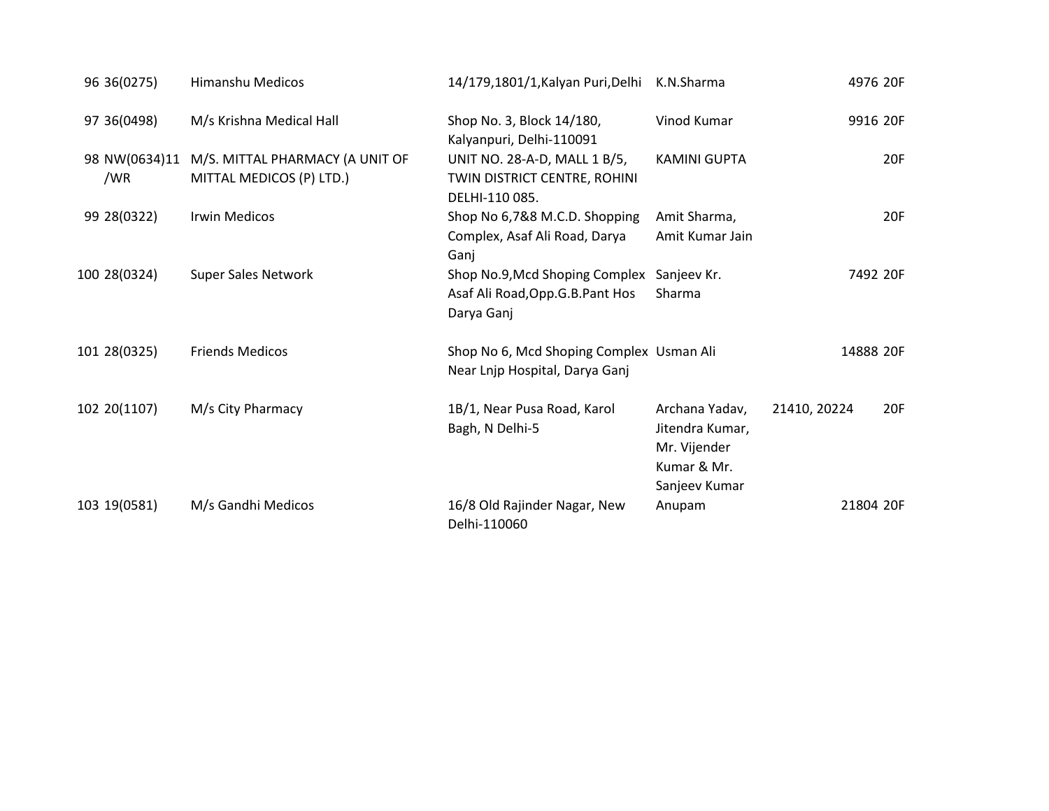| | | | | | | |
|---|---|---|---|---|---|---|
| 96 | 36(0275) | Himanshu Medicos | 14/179,1801/1,Kalyan Puri,Delhi | K.N.Sharma | 4976 | 20F |
| 97 | 36(0498) | M/s Krishna Medical Hall | Shop No. 3, Block 14/180, Kalyanpuri, Delhi-110091 | Vinod Kumar | 9916 | 20F |
| 98 | NW(0634)11/WR | M/S. MITTAL PHARMACY (A UNIT OF MITTAL MEDICOS (P) LTD.) | UNIT NO. 28-A-D, MALL 1 B/5, TWIN DISTRICT CENTRE, ROHINI DELHI-110 085. | KAMINI GUPTA | | 20F |
| 99 | 28(0322) | Irwin Medicos | Shop No 6,7&8 M.C.D. Shopping Complex, Asaf Ali Road, Darya Ganj | Amit Sharma, Amit Kumar Jain | | 20F |
| 100 | 28(0324) | Super Sales Network | Shop No.9,Mcd Shoping Complex Asaf Ali Road,Opp.G.B.Pant Hos Darya Ganj | Sanjeev Kr. Sharma | 7492 | 20F |
| 101 | 28(0325) | Friends Medicos | Shop No 6, Mcd Shoping Complex Near Lnjp Hospital, Darya Ganj | Usman Ali | 14888 | 20F |
| 102 | 20(1107) | M/s City Pharmacy | 1B/1, Near Pusa Road, Karol Bagh, N Delhi-5 | Archana Yadav, Jitendra Kumar, Mr. Vijender Kumar & Mr. Sanjeev Kumar | 21410, 20224 | 20F |
| 103 | 19(0581) | M/s Gandhi Medicos | 16/8 Old Rajinder Nagar, New Delhi-110060 | Anupam | 21804 | 20F |